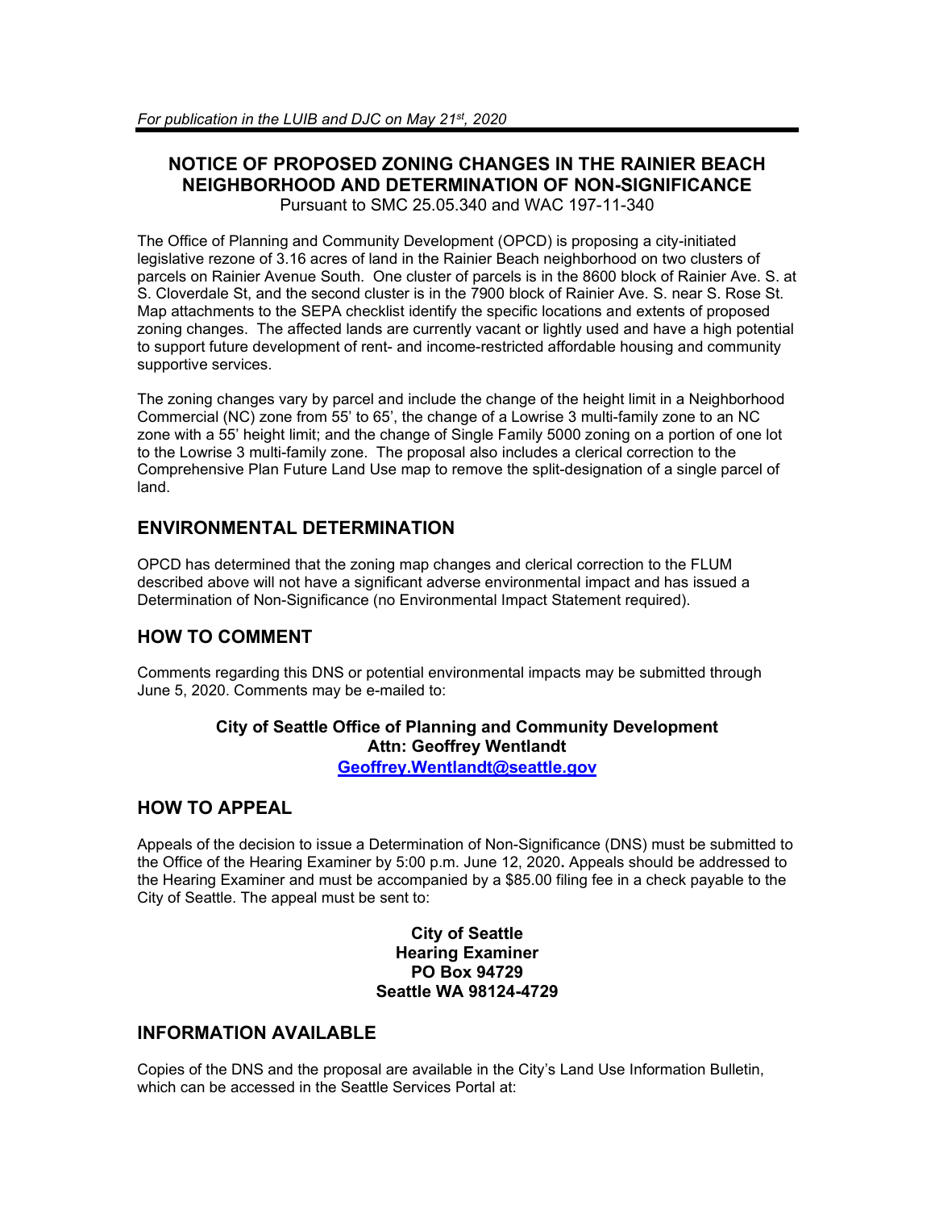*For publication in the LUIB and DJC on May 21st, 2020*

# NOTICE OF PROPOSED ZONING CHANGES IN THE RAINIER BEACH NEIGHBORHOOD AND DETERMINATION OF NON-SIGNIFICANCE

Pursuant to SMC 25.05.340 and WAC 197-11-340

The Office of Planning and Community Development (OPCD) is proposing a city-initiated legislative rezone of 3.16 acres of land in the Rainier Beach neighborhood on two clusters of parcels on Rainier Avenue South. One cluster of parcels is in the 8600 block of Rainier Ave. S. at S. Cloverdale St, and the second cluster is in the 7900 block of Rainier Ave. S. near S. Rose St. Map attachments to the SEPA checklist identify the specific locations and extents of proposed zoning changes. The affected lands are currently vacant or lightly used and have a high potential to support future development of rent- and income-restricted affordable housing and community supportive services.

The zoning changes vary by parcel and include the change of the height limit in a Neighborhood Commercial (NC) zone from 55' to 65', the change of a Lowrise 3 multi-family zone to an NC zone with a 55' height limit; and the change of Single Family 5000 zoning on a portion of one lot to the Lowrise 3 multi-family zone. The proposal also includes a clerical correction to the Comprehensive Plan Future Land Use map to remove the split-designation of a single parcel of land.

## ENVIRONMENTAL DETERMINATION

OPCD has determined that the zoning map changes and clerical correction to the FLUM described above will not have a significant adverse environmental impact and has issued a Determination of Non-Significance (no Environmental Impact Statement required).

## HOW TO COMMENT

Comments regarding this DNS or potential environmental impacts may be submitted through June 5, 2020. Comments may be e-mailed to:

**City of Seattle Office of Planning and Community Development**
**Attn: Geoffrey Wentlandt**
**Geoffrey.Wentlandt@seattle.gov**

## HOW TO APPEAL

Appeals of the decision to issue a Determination of Non-Significance (DNS) must be submitted to the Office of the Hearing Examiner by 5:00 p.m. June 12, 2020**.** Appeals should be addressed to the Hearing Examiner and must be accompanied by a $85.00 filing fee in a check payable to the City of Seattle. The appeal must be sent to:

**City of Seattle**
**Hearing Examiner**
**PO Box 94729**
**Seattle WA 98124-4729**

## INFORMATION AVAILABLE

Copies of the DNS and the proposal are available in the City's Land Use Information Bulletin, which can be accessed in the Seattle Services Portal at: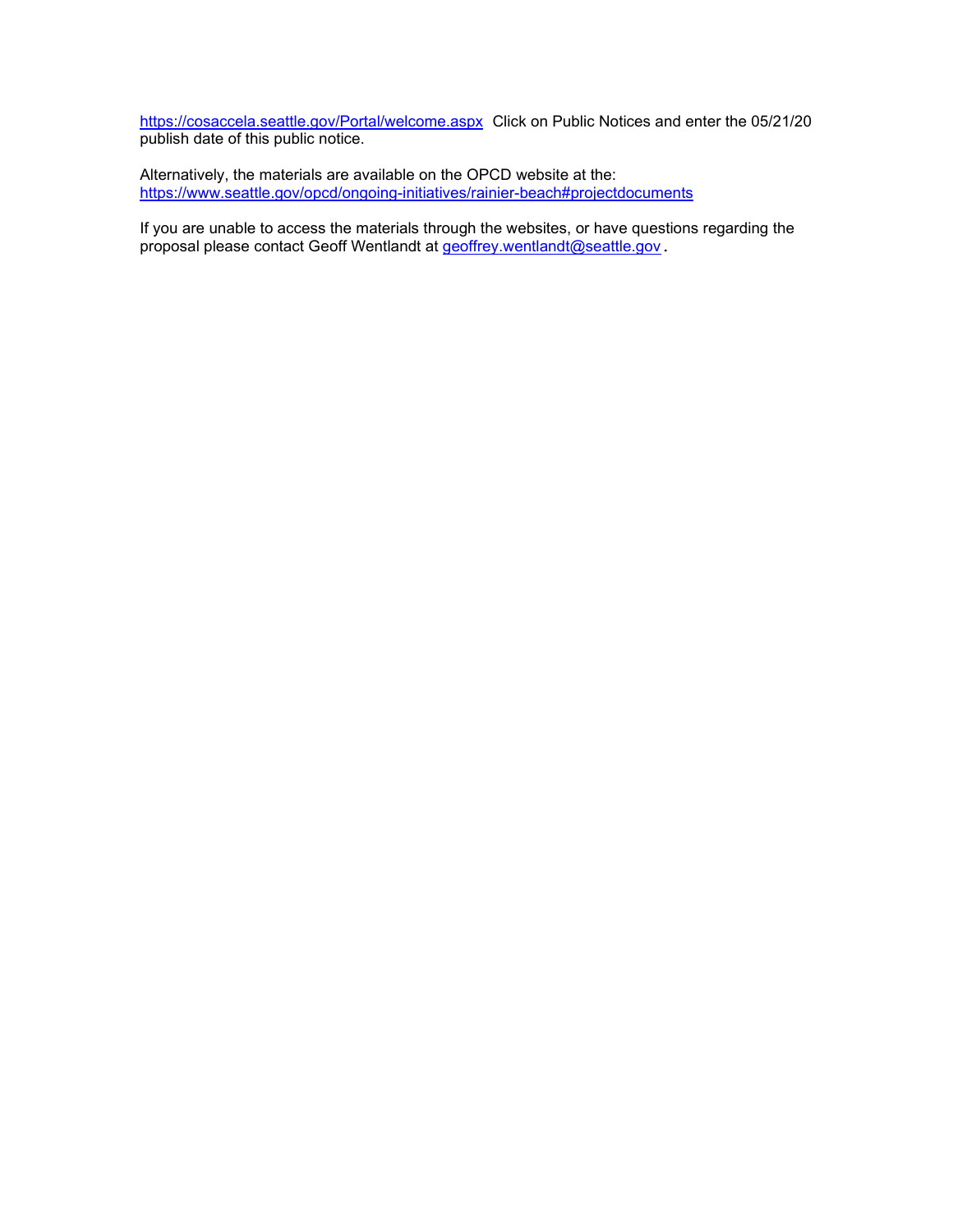https://cosaccela.seattle.gov/Portal/welcome.aspx Click on Public Notices and enter the 05/21/20 publish date of this public notice.

Alternatively, the materials are available on the OPCD website at the: https://www.seattle.gov/opcd/ongoing-initiatives/rainier-beach#projectdocuments

If you are unable to access the materials through the websites, or have questions regarding the proposal please contact Geoff Wentlandt at geoffrey.wentlandt@seattle.gov .